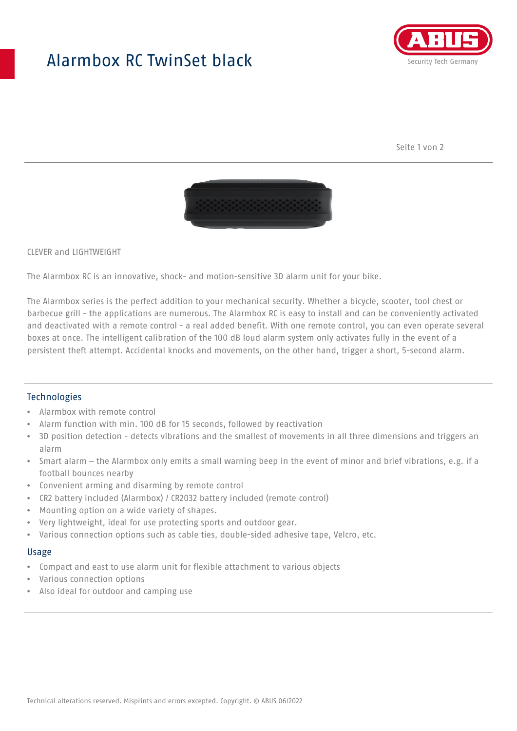# Alarmbox RC TwinSet black

CLEVER and LIGHTWEIGHT

The Alarmbox RC is an innovative, shock- and motion-sensitive 3D alarm unit for your bike.

The Alarmbox series is the perfect addition to your mechanical security. Whether a bicycle, scooter, tool chest or barbecue grill - the applications are numerous. The Alarmbox RC is easy to install and can be conveniently activated and deactivated with a remote control - a real added benefit. With one remote control, you can even operate several boxes at once. The intelligent calibration of the 100 dB loud alarm system only activates fully in the event of a persistent theft attempt. Accidental knocks and movements, on the other hand, trigger a short, 5-second alarm.

## Technologies

- Alarmbox with remote control
- Alarm function with min. 100 dB for 15 seconds, followed by reactivation
- 3D position detection - detects vibrations and the smallest of movements in all three dimensions and triggers an alarm
- Smart alarm – the Alarmbox only emits a small warning beep in the event of minor and brief vibrations, e.g. if a football bounces nearby
- Convenient arming and disarming by remote control
- CR2 battery included (Alarmbox) / CR2032 battery included (remote control)
- Mounting option on a wide variety of shapes.
- Very lightweight, ideal for use protecting sports and outdoor gear.
- Various connection options such as cable ties, double-sided adhesive tape, Velcro, etc.

## Usage

- Compact and east to use alarm unit for flexible attachment to various objects
- Various connection options
- Also ideal for outdoor and camping use

Technical alterations reserved. Misprints and errors excepted. Copyright. © ABUS 06/2022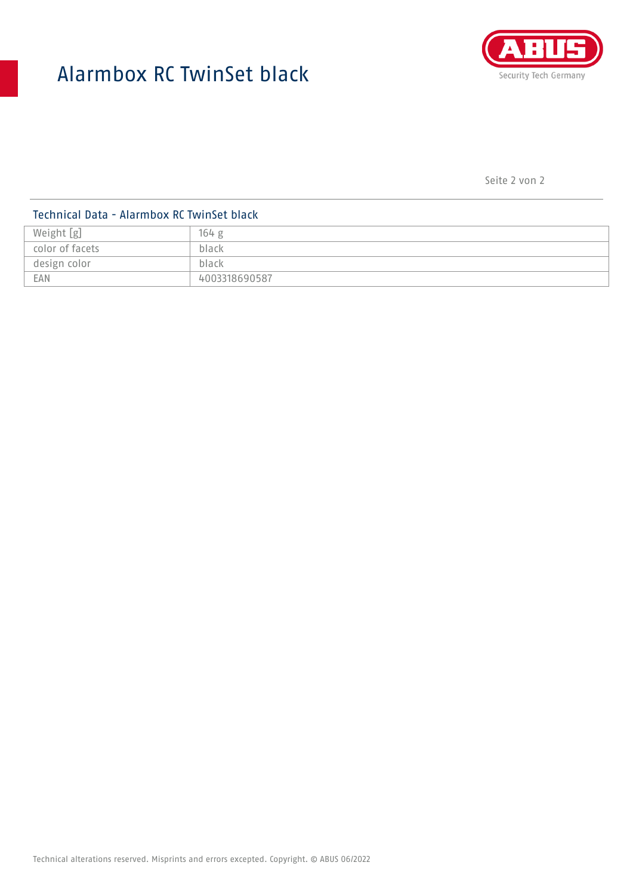# Alarmbox RC TwinSet black

## Technical Data - Alarmbox RC TwinSet black

| | |
|---|---|
| Weight [g] | 164 g |
| color of facets | black |
| design color | black |
| EAN | 4003318690587 |

Technical alterations reserved. Misprints and errors excepted. Copyright. © ABUS 06/2022